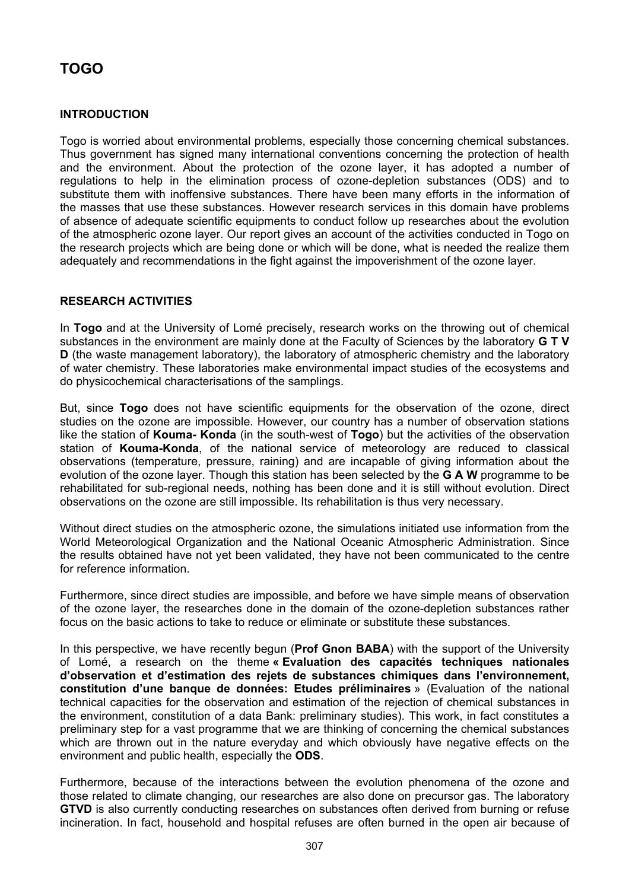# TOGO

## INTRODUCTION

Togo is worried about environmental problems, especially those concerning chemical substances. Thus government has signed many international conventions concerning the protection of health and the environment. About the protection of the ozone layer, it has adopted a number of regulations to help in the elimination process of ozone-depletion substances (ODS) and to substitute them with inoffensive substances. There have been many efforts in the information of the masses that use these substances. However research services in this domain have problems of absence of adequate scientific equipments to conduct follow up researches about the evolution of the atmospheric ozone layer. Our report gives an account of the activities conducted in Togo on the research projects which are being done or which will be done, what is needed the realize them adequately and recommendations in the fight against the impoverishment of the ozone layer.

## RESEARCH ACTIVITIES

In **Togo** and at the University of Lomé precisely, research works on the throwing out of chemical substances in the environment are mainly done at the Faculty of Sciences by the laboratory **G T V D** (the waste management laboratory), the laboratory of atmospheric chemistry and the laboratory of water chemistry. These laboratories make environmental impact studies of the ecosystems and do physicochemical characterisations of the samplings.

But, since **Togo** does not have scientific equipments for the observation of the ozone, direct studies on the ozone are impossible. However, our country has a number of observation stations like the station of **Kouma- Konda** (in the south-west of **Togo**) but the activities of the observation station of **Kouma-Konda**, of the national service of meteorology are reduced to classical observations (temperature, pressure, raining) and are incapable of giving information about the evolution of the ozone layer. Though this station has been selected by the **G A W** programme to be rehabilitated for sub-regional needs, nothing has been done and it is still without evolution. Direct observations on the ozone are still impossible. Its rehabilitation is thus very necessary.

Without direct studies on the atmospheric ozone, the simulations initiated use information from the World Meteorological Organization and the National Oceanic Atmospheric Administration. Since the results obtained have not yet been validated, they have not been communicated to the centre for reference information.

Furthermore, since direct studies are impossible, and before we have simple means of observation of the ozone layer, the researches done in the domain of the ozone-depletion substances rather focus on the basic actions to take to reduce or eliminate or substitute these substances.

In this perspective, we have recently begun (**Prof Gnon BABA**) with the support of the University of Lomé, a research on the theme **« Evaluation des capacités techniques nationales d'observation et d'estimation des rejets de substances chimiques dans l'environnement, constitution d'une banque de données: Etudes préliminaires** » (Evaluation of the national technical capacities for the observation and estimation of the rejection of chemical substances in the environment, constitution of a data Bank: preliminary studies). This work, in fact constitutes a preliminary step for a vast programme that we are thinking of concerning the chemical substances which are thrown out in the nature everyday and which obviously have negative effects on the environment and public health, especially the **ODS**.

Furthermore, because of the interactions between the evolution phenomena of the ozone and those related to climate changing, our researches are also done on precursor gas. The laboratory **GTVD** is also currently conducting researches on substances often derived from burning or refuse incineration. In fact, household and hospital refuses are often burned in the open air because of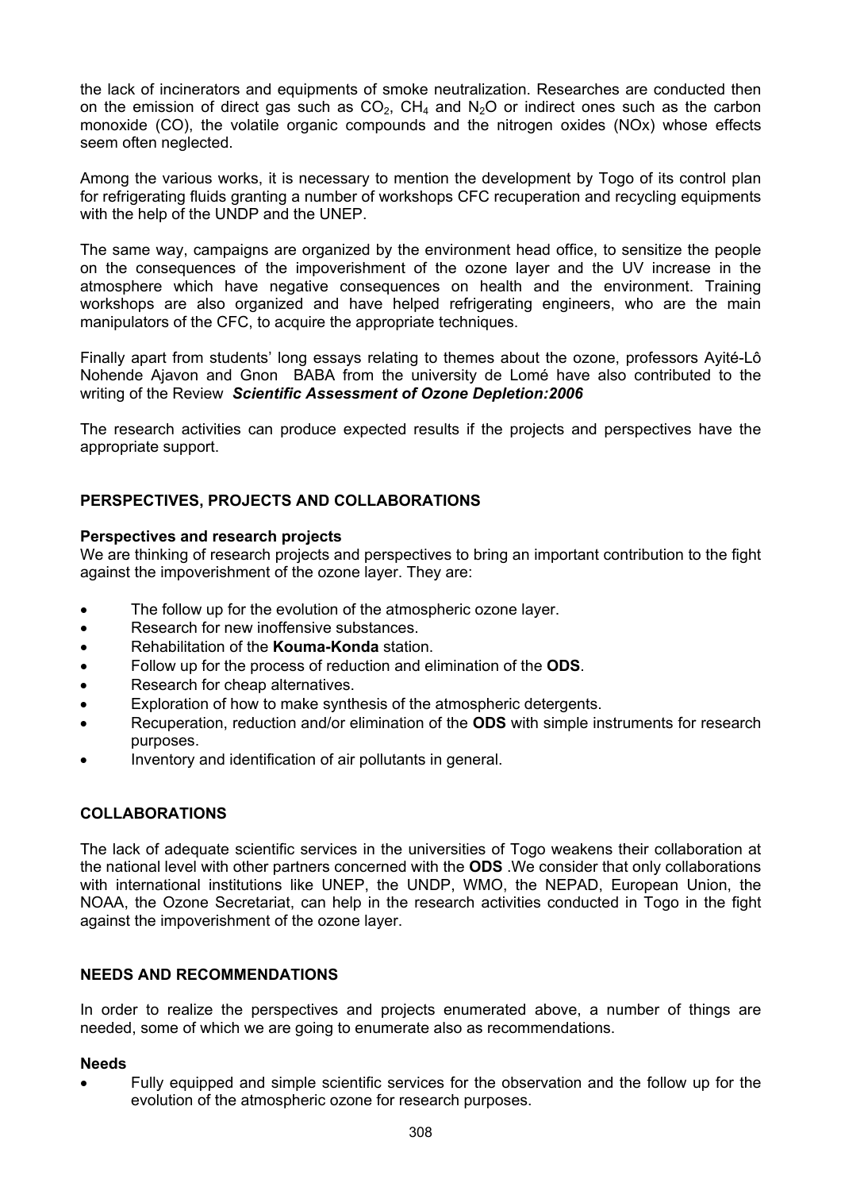the lack of incinerators and equipments of smoke neutralization. Researches are conducted then on the emission of direct gas such as $CO_2$, $CH_4$ and $N_2O$ or indirect ones such as the carbon monoxide (CO), the volatile organic compounds and the nitrogen oxides (NOx) whose effects seem often neglected.

Among the various works, it is necessary to mention the development by Togo of its control plan for refrigerating fluids granting a number of workshops CFC recuperation and recycling equipments with the help of the UNDP and the UNEP.

The same way, campaigns are organized by the environment head office, to sensitize the people on the consequences of the impoverishment of the ozone layer and the UV increase in the atmosphere which have negative consequences on health and the environment. Training workshops are also organized and have helped refrigerating engineers, who are the main manipulators of the CFC, to acquire the appropriate techniques.

Finally apart from students' long essays relating to themes about the ozone, professors Ayité-Lô Nohende Ajavon and Gnon BABA from the university de Lomé have also contributed to the writing of the Review ***Scientific Assessment of Ozone Depletion:2006***

The research activities can produce expected results if the projects and perspectives have the appropriate support.

## PERSPECTIVES, PROJECTS AND COLLABORATIONS

### Perspectives and research projects

We are thinking of research projects and perspectives to bring an important contribution to the fight against the impoverishment of the ozone layer. They are:

- The follow up for the evolution of the atmospheric ozone layer.
- Research for new inoffensive substances.
- Rehabilitation of the **Kouma-Konda** station.
- Follow up for the process of reduction and elimination of the **ODS**.
- Research for cheap alternatives.
- Exploration of how to make synthesis of the atmospheric detergents.
- Recuperation, reduction and/or elimination of the **ODS** with simple instruments for research purposes.
- Inventory and identification of air pollutants in general.

## COLLABORATIONS

The lack of adequate scientific services in the universities of Togo weakens their collaboration at the national level with other partners concerned with the **ODS** .We consider that only collaborations with international institutions like UNEP, the UNDP, WMO, the NEPAD, European Union, the NOAA, the Ozone Secretariat, can help in the research activities conducted in Togo in the fight against the impoverishment of the ozone layer.

## NEEDS AND RECOMMENDATIONS

In order to realize the perspectives and projects enumerated above, a number of things are needed, some of which we are going to enumerate also as recommendations.

### Needs

- Fully equipped and simple scientific services for the observation and the follow up for the evolution of the atmospheric ozone for research purposes.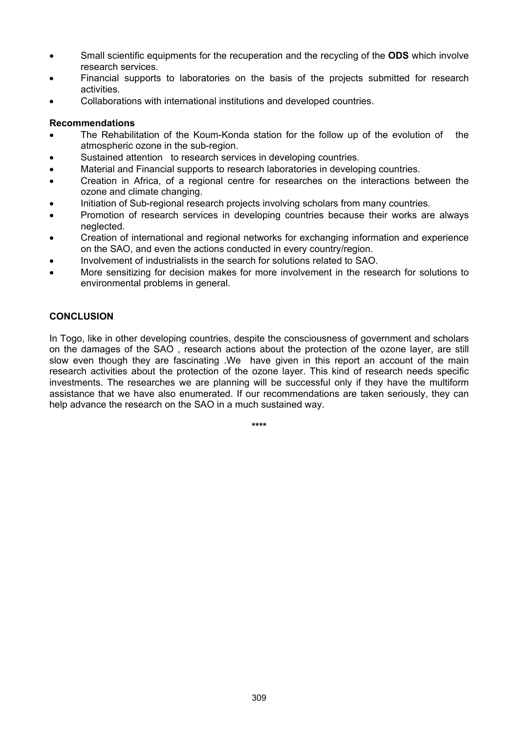- Small scientific equipments for the recuperation and the recycling of the **ODS** which involve research services.
- Financial supports to laboratories on the basis of the projects submitted for research activities.
- Collaborations with international institutions and developed countries.

**Recommendations**

- The Rehabilitation of the Koum-Konda station for the follow up of the evolution of the atmospheric ozone in the sub-region.
- Sustained attention to research services in developing countries.
- Material and Financial supports to research laboratories in developing countries.
- Creation in Africa, of a regional centre for researches on the interactions between the ozone and climate changing.
- Initiation of Sub-regional research projects involving scholars from many countries.
- Promotion of research services in developing countries because their works are always neglected.
- Creation of international and regional networks for exchanging information and experience on the SAO, and even the actions conducted in every country/region.
- Involvement of industrialists in the search for solutions related to SAO.
- More sensitizing for decision makes for more involvement in the research for solutions to environmental problems in general.

## CONCLUSION

In Togo, like in other developing countries, despite the consciousness of government and scholars on the damages of the SAO , research actions about the protection of the ozone layer, are still slow even though they are fascinating .We have given in this report an account of the main research activities about the protection of the ozone layer. This kind of research needs specific investments. The researches we are planning will be successful only if they have the multiform assistance that we have also enumerated. If our recommendations are taken seriously, they can help advance the research on the SAO in a much sustained way.

\*\*\*\*